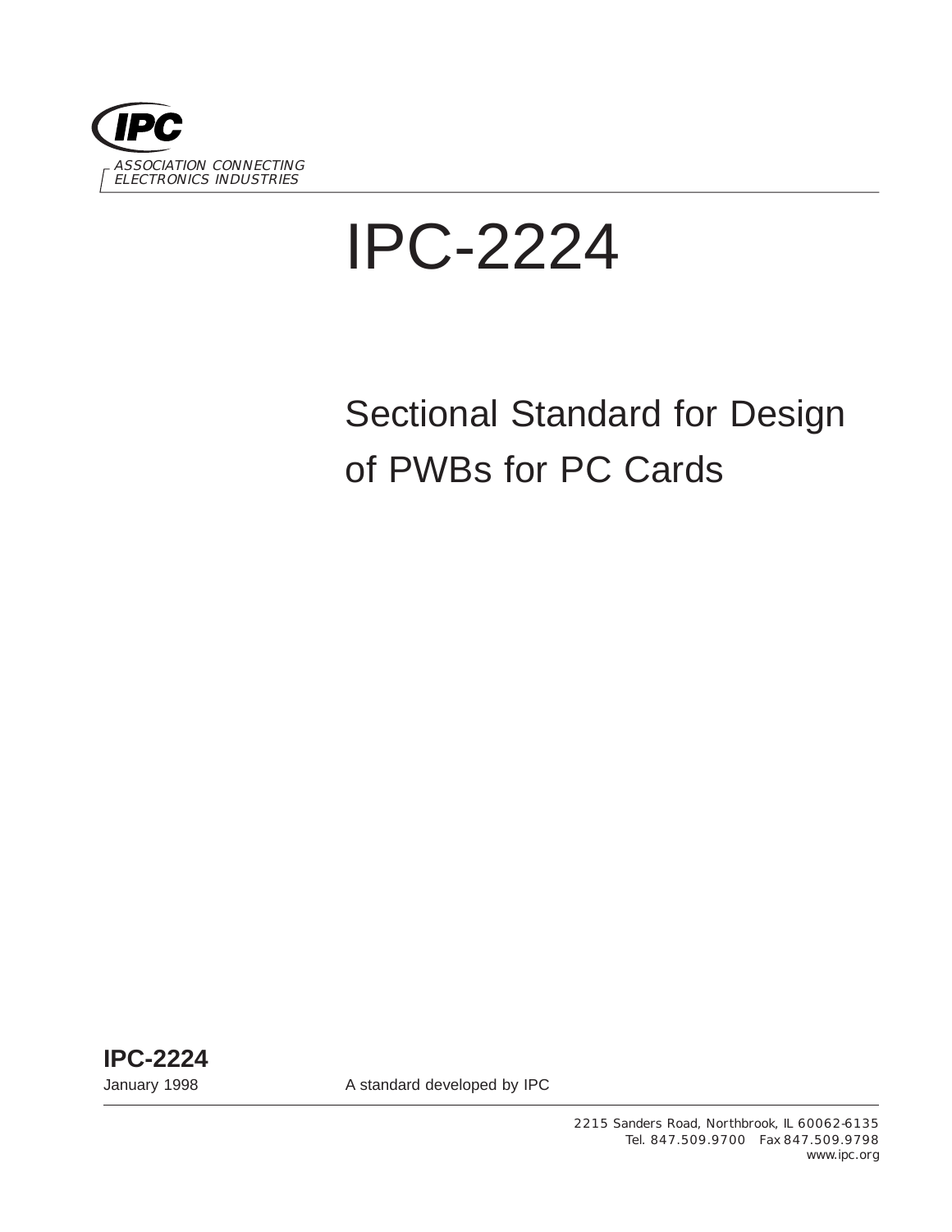IPC

ASSOCIATION CONNECTING ELECTRONICS INDUSTRIES

# IPC-2224

## Sectional Standard for Design of PWBs for PC Cards

**IPC-2224**

January 1998

A standard developed by IPC

2215 Sanders Road, Northbrook, IL 60062-6135

Tel. 847.509.9700 Fax 847.509.9798

www.ipc.org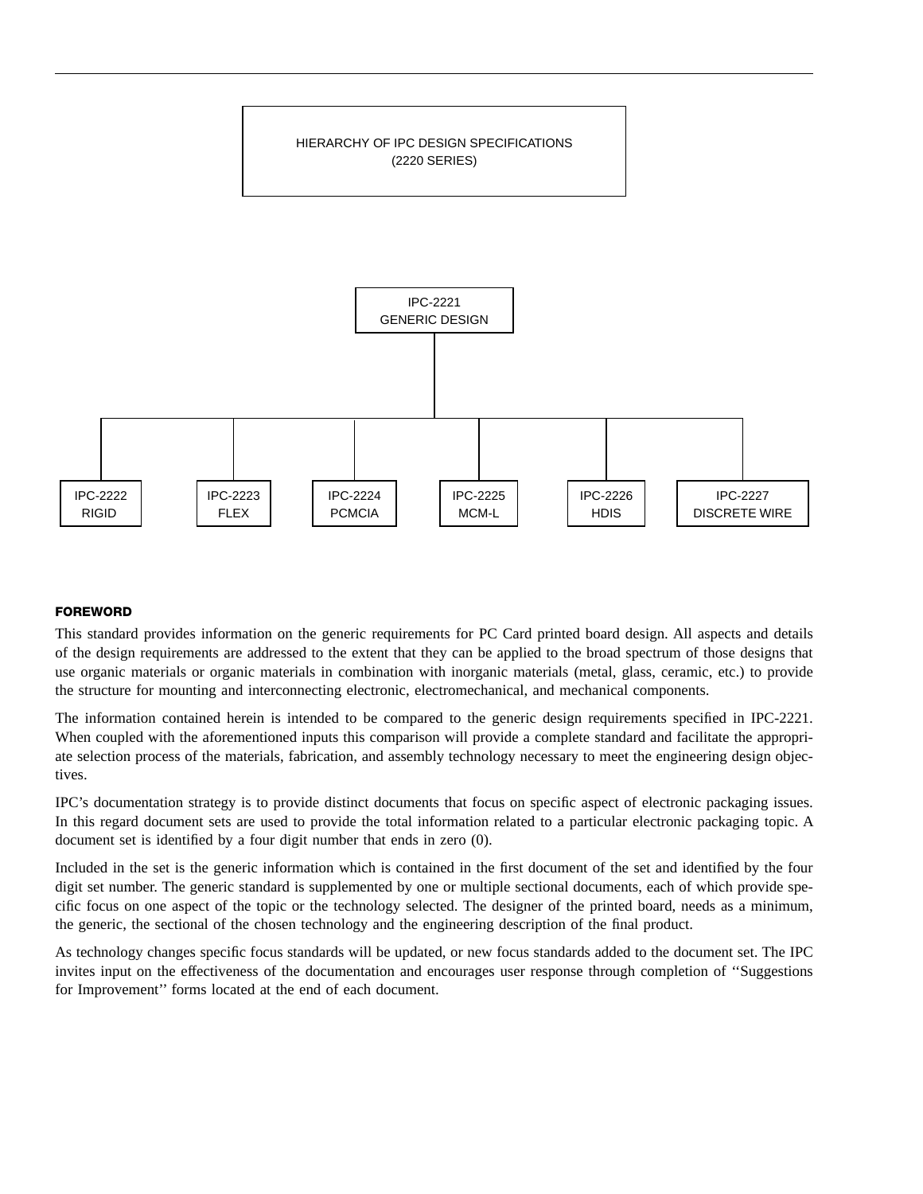HIERARCHY OF IPC DESIGN SPECIFICATIONS
(2220 SERIES)

IPC-2221
GENERIC DESIGN

IPC-2222 RIGID | IPC-2223 FLEX | IPC-2224 PCMCIA | IPC-2225 MCM-L | IPC-2226 HDIS | IPC-2227 DISCRETE WIRE

**FOREWORD**

This standard provides information on the generic requirements for PC Card printed board design. All aspects and details of the design requirements are addressed to the extent that they can be applied to the broad spectrum of those designs that use organic materials or organic materials in combination with inorganic materials (metal, glass, ceramic, etc.) to provide the structure for mounting and interconnecting electronic, electromechanical, and mechanical components.

The information contained herein is intended to be compared to the generic design requirements specified in IPC-2221. When coupled with the aforementioned inputs this comparison will provide a complete standard and facilitate the appropriate selection process of the materials, fabrication, and assembly technology necessary to meet the engineering design objectives.

IPC's documentation strategy is to provide distinct documents that focus on specific aspect of electronic packaging issues. In this regard document sets are used to provide the total information related to a particular electronic packaging topic. A document set is identified by a four digit number that ends in zero (0).

Included in the set is the generic information which is contained in the first document of the set and identified by the four digit set number. The generic standard is supplemented by one or multiple sectional documents, each of which provide specific focus on one aspect of the topic or the technology selected. The designer of the printed board, needs as a minimum, the generic, the sectional of the chosen technology and the engineering description of the final product.

As technology changes specific focus standards will be updated, or new focus standards added to the document set. The IPC invites input on the effectiveness of the documentation and encourages user response through completion of ''Suggestions for Improvement'' forms located at the end of each document.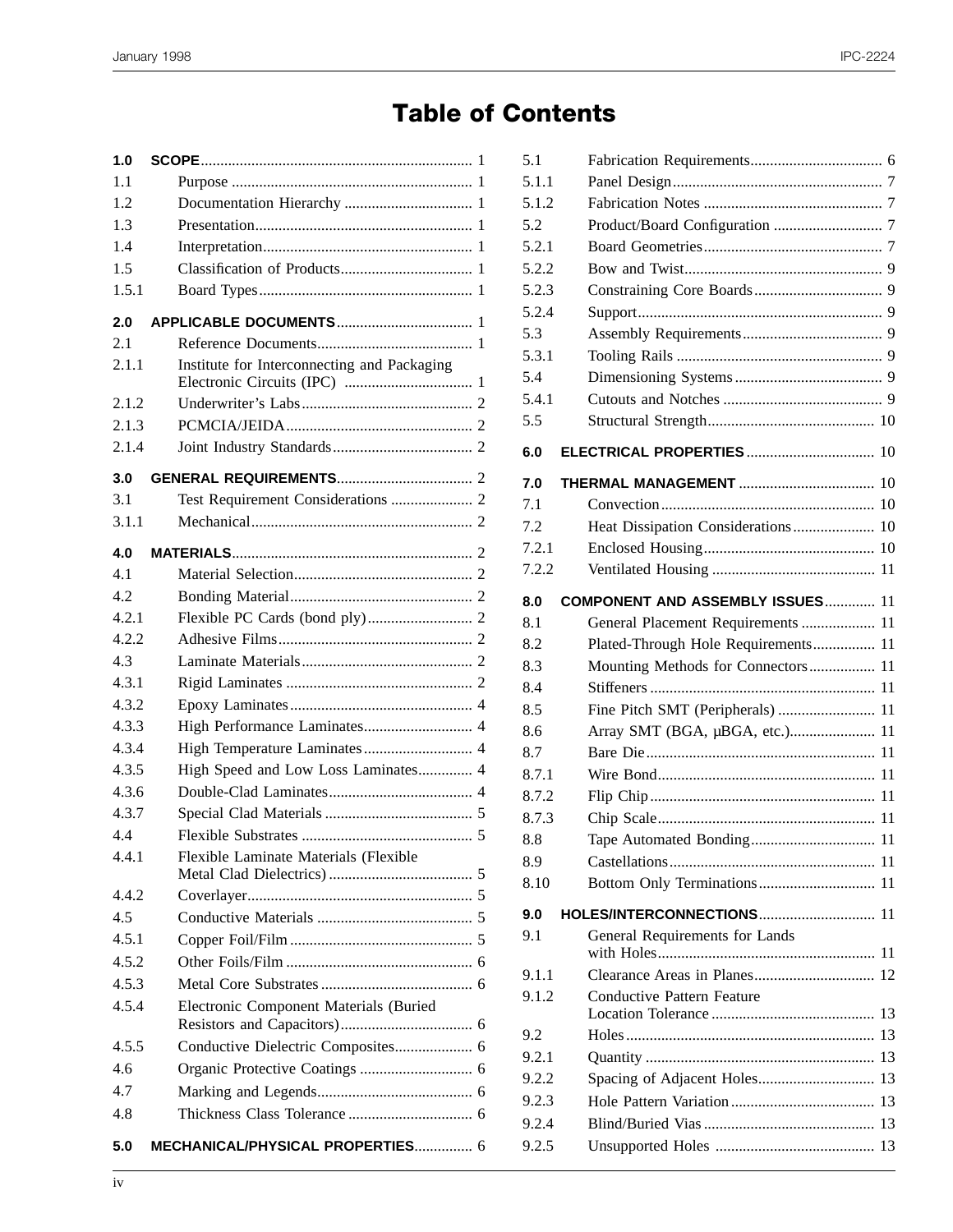# Table of Contents

| | | |
|---|---|---|
| **1.0** | **SCOPE** | 1 |
| 1.1 | Purpose | 1 |
| 1.2 | Documentation Hierarchy | 1 |
| 1.3 | Presentation | 1 |
| 1.4 | Interpretation | 1 |
| 1.5 | Classification of Products | 1 |
| 1.5.1 | Board Types | 1 |
| **2.0** | **APPLICABLE DOCUMENTS** | 1 |
| 2.1 | Reference Documents | 1 |
| 2.1.1 | Institute for Interconnecting and Packaging Electronic Circuits (IPC) | 1 |
| 2.1.2 | Underwriter's Labs | 2 |
| 2.1.3 | PCMCIA/JEIDA | 2 |
| 2.1.4 | Joint Industry Standards | 2 |
| **3.0** | **GENERAL REQUIREMENTS** | 2 |
| 3.1 | Test Requirement Considerations | 2 |
| 3.1.1 | Mechanical | 2 |
| **4.0** | **MATERIALS** | 2 |
| 4.1 | Material Selection | 2 |
| 4.2 | Bonding Material | 2 |
| 4.2.1 | Flexible PC Cards (bond ply) | 2 |
| 4.2.2 | Adhesive Films | 2 |
| 4.3 | Laminate Materials | 2 |
| 4.3.1 | Rigid Laminates | 2 |
| 4.3.2 | Epoxy Laminates | 4 |
| 4.3.3 | High Performance Laminates | 4 |
| 4.3.4 | High Temperature Laminates | 4 |
| 4.3.5 | High Speed and Low Loss Laminates | 4 |
| 4.3.6 | Double-Clad Laminates | 4 |
| 4.3.7 | Special Clad Materials | 5 |
| 4.4 | Flexible Substrates | 5 |
| 4.4.1 | Flexible Laminate Materials (Flexible Metal Clad Dielectrics) | 5 |
| 4.4.2 | Coverlayer | 5 |
| 4.5 | Conductive Materials | 5 |
| 4.5.1 | Copper Foil/Film | 5 |
| 4.5.2 | Other Foils/Film | 6 |
| 4.5.3 | Metal Core Substrates | 6 |
| 4.5.4 | Electronic Component Materials (Buried Resistors and Capacitors) | 6 |
| 4.5.5 | Conductive Dielectric Composites | 6 |
| 4.6 | Organic Protective Coatings | 6 |
| 4.7 | Marking and Legends | 6 |
| 4.8 | Thickness Class Tolerance | 6 |
| **5.0** | **MECHANICAL/PHYSICAL PROPERTIES** | 6 |
| 5.1 | Fabrication Requirements | 6 |
| 5.1.1 | Panel Design | 7 |
| 5.1.2 | Fabrication Notes | 7 |
| 5.2 | Product/Board Configuration | 7 |
| 5.2.1 | Board Geometries | 7 |
| 5.2.2 | Bow and Twist | 9 |
| 5.2.3 | Constraining Core Boards | 9 |
| 5.2.4 | Support | 9 |
| 5.3 | Assembly Requirements | 9 |
| 5.3.1 | Tooling Rails | 9 |
| 5.4 | Dimensioning Systems | 9 |
| 5.4.1 | Cutouts and Notches | 9 |
| 5.5 | Structural Strength | 10 |
| **6.0** | **ELECTRICAL PROPERTIES** | 10 |
| **7.0** | **THERMAL MANAGEMENT** | 10 |
| 7.1 | Convection | 10 |
| 7.2 | Heat Dissipation Considerations | 10 |
| 7.2.1 | Enclosed Housing | 10 |
| 7.2.2 | Ventilated Housing | 11 |
| **8.0** | **COMPONENT AND ASSEMBLY ISSUES** | 11 |
| 8.1 | General Placement Requirements | 11 |
| 8.2 | Plated-Through Hole Requirements | 11 |
| 8.3 | Mounting Methods for Connectors | 11 |
| 8.4 | Stiffeners | 11 |
| 8.5 | Fine Pitch SMT (Peripherals) | 11 |
| 8.6 | Array SMT (BGA, µBGA, etc.) | 11 |
| 8.7 | Bare Die | 11 |
| 8.7.1 | Wire Bond | 11 |
| 8.7.2 | Flip Chip | 11 |
| 8.7.3 | Chip Scale | 11 |
| 8.8 | Tape Automated Bonding | 11 |
| 8.9 | Castellations | 11 |
| 8.10 | Bottom Only Terminations | 11 |
| **9.0** | **HOLES/INTERCONNECTIONS** | 11 |
| 9.1 | General Requirements for Lands with Holes | 11 |
| 9.1.1 | Clearance Areas in Planes | 12 |
| 9.1.2 | Conductive Pattern Feature Location Tolerance | 13 |
| 9.2 | Holes | 13 |
| 9.2.1 | Quantity | 13 |
| 9.2.2 | Spacing of Adjacent Holes | 13 |
| 9.2.3 | Hole Pattern Variation | 13 |
| 9.2.4 | Blind/Buried Vias | 13 |
| 9.2.5 | Unsupported Holes | 13 |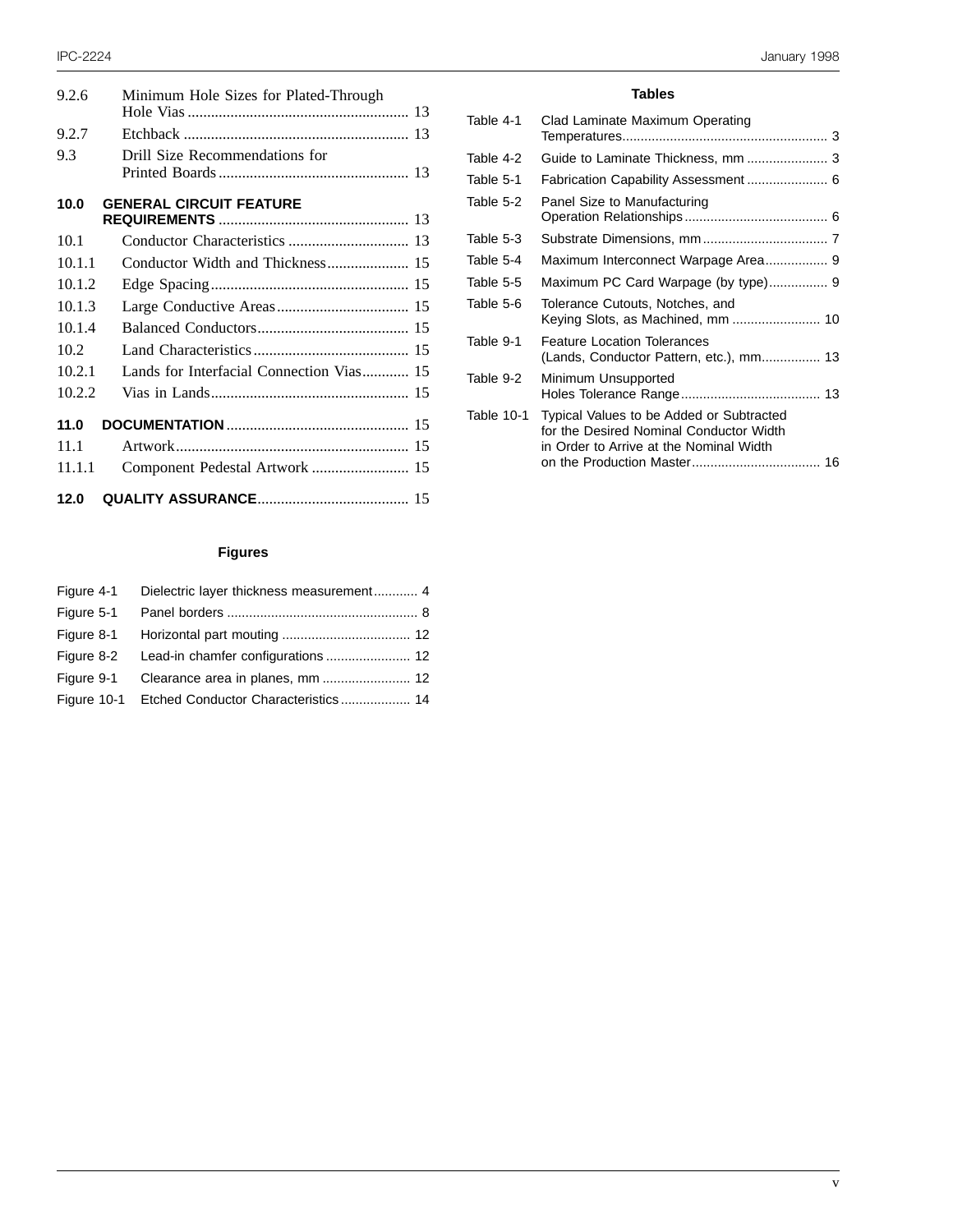9.2.6 Minimum Hole Sizes for Plated-Through Hole Vias ........................................................ 13

9.2.7 Etchback .......................................................... 13

9.3 Drill Size Recommendations for Printed Boards ................................................ 13

**10.0 GENERAL CIRCUIT FEATURE REQUIREMENTS** ................................................ 13

10.1 Conductor Characteristics ............................... 13

10.1.1 Conductor Width and Thickness..................... 15

10.1.2 Edge Spacing................................................... 15

10.1.3 Large Conductive Areas.................................. 15

10.1.4 Balanced Conductors....................................... 15

10.2 Land Characteristics........................................ 15

10.2.1 Lands for Interfacial Connection Vias............ 15

10.2.2 Vias in Lands.................................................. 15

**11.0 DOCUMENTATION** .............................................. 15

11.1 Artwork............................................................ 15

11.1.1 Component Pedestal Artwork ......................... 15

**12.0 QUALITY ASSURANCE**....................................... 15

## Figures

Figure 4-1 Dielectric layer thickness measurement............ 4

Figure 5-1 Panel borders .................................................... 8

Figure 8-1 Horizontal part mouting ................................... 12

Figure 8-2 Lead-in chamfer configurations ....................... 12

Figure 9-1 Clearance area in planes, mm ........................ 12

Figure 10-1 Etched Conductor Characteristics ................... 14

## Tables

Table 4-1 Clad Laminate Maximum Operating Temperatures....................................................... 3

Table 4-2 Guide to Laminate Thickness, mm ...................... 3

Table 5-1 Fabrication Capability Assessment ...................... 6

Table 5-2 Panel Size to Manufacturing Operation Relationships....................................... 6

Table 5-3 Substrate Dimensions, mm.................................. 7

Table 5-4 Maximum Interconnect Warpage Area................. 9

Table 5-5 Maximum PC Card Warpage (by type)................ 9

Table 5-6 Tolerance Cutouts, Notches, and Keying Slots, as Machined, mm ........................ 10

Table 9-1 Feature Location Tolerances (Lands, Conductor Pattern, etc.), mm................ 13

Table 9-2 Minimum Unsupported Holes Tolerance Range...................................... 13

Table 10-1 Typical Values to be Added or Subtracted for the Desired Nominal Conductor Width in Order to Arrive at the Nominal Width on the Production Master.................................. 16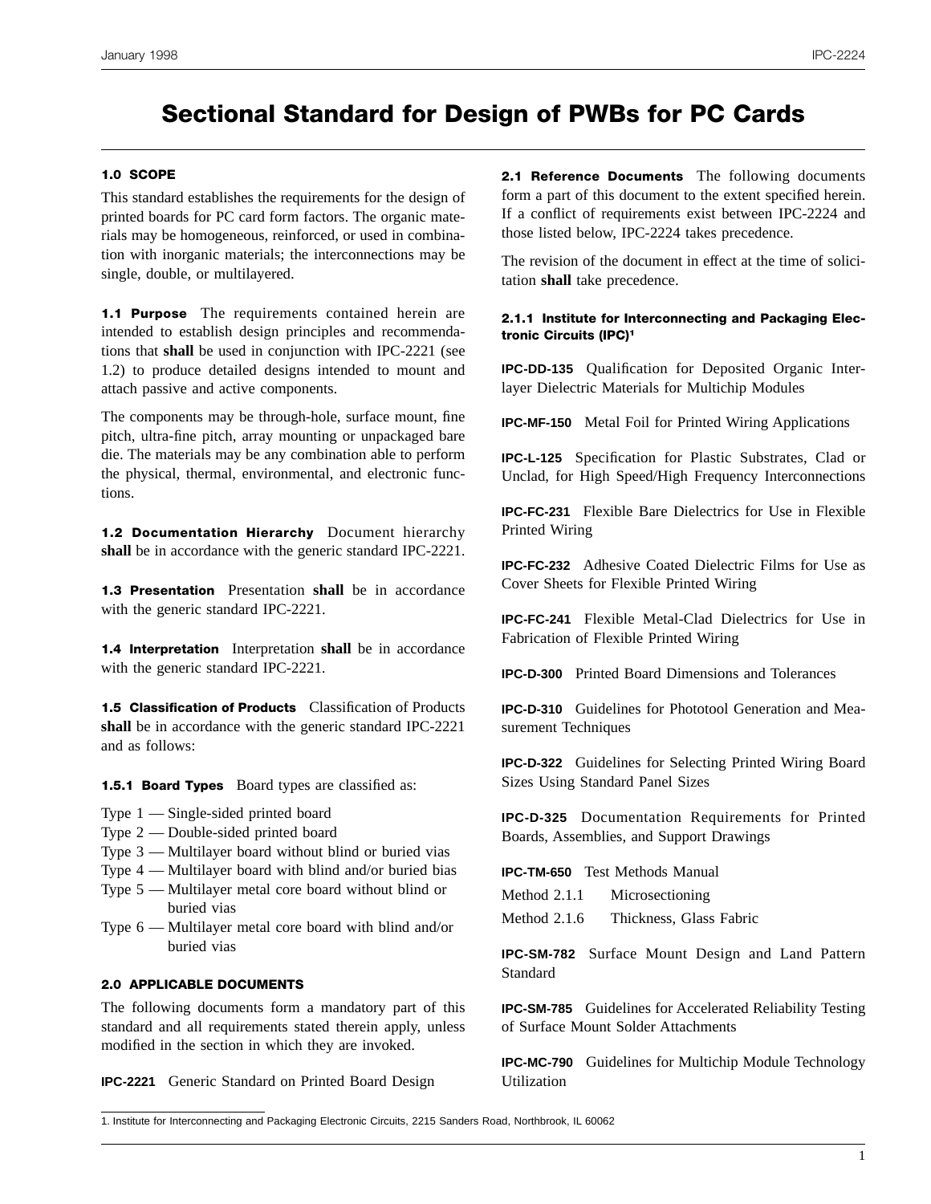# Sectional Standard for Design of PWBs for PC Cards

## 1.0 SCOPE

This standard establishes the requirements for the design of printed boards for PC card form factors. The organic materials may be homogeneous, reinforced, or used in combination with inorganic materials; the interconnections may be single, double, or multilayered.

**1.1 Purpose** The requirements contained herein are intended to establish design principles and recommendations that **shall** be used in conjunction with IPC-2221 (see 1.2) to produce detailed designs intended to mount and attach passive and active components.

The components may be through-hole, surface mount, fine pitch, ultra-fine pitch, array mounting or unpackaged bare die. The materials may be any combination able to perform the physical, thermal, environmental, and electronic functions.

**1.2 Documentation Hierarchy** Document hierarchy **shall** be in accordance with the generic standard IPC-2221.

**1.3 Presentation** Presentation **shall** be in accordance with the generic standard IPC-2221.

**1.4 Interpretation** Interpretation **shall** be in accordance with the generic standard IPC-2221.

**1.5 Classification of Products** Classification of Products **shall** be in accordance with the generic standard IPC-2221 and as follows:

**1.5.1 Board Types** Board types are classified as:

- Type 1 — Single-sided printed board
- Type 2 — Double-sided printed board
- Type 3 — Multilayer board without blind or buried vias
- Type 4 — Multilayer board with blind and/or buried bias
- Type 5 — Multilayer metal core board without blind or buried vias
- Type 6 — Multilayer metal core board with blind and/or buried vias

## 2.0 APPLICABLE DOCUMENTS

The following documents form a mandatory part of this standard and all requirements stated therein apply, unless modified in the section in which they are invoked.

**IPC-2221** Generic Standard on Printed Board Design

**2.1 Reference Documents** The following documents form a part of this document to the extent specified herein. If a conflict of requirements exist between IPC-2224 and those listed below, IPC-2224 takes precedence.

The revision of the document in effect at the time of solicitation **shall** take precedence.

**2.1.1 Institute for Interconnecting and Packaging Electronic Circuits (IPC)[1]**

**IPC-DD-135** Qualification for Deposited Organic Interlayer Dielectric Materials for Multichip Modules

**IPC-MF-150** Metal Foil for Printed Wiring Applications

**IPC-L-125** Specification for Plastic Substrates, Clad or Unclad, for High Speed/High Frequency Interconnections

**IPC-FC-231** Flexible Bare Dielectrics for Use in Flexible Printed Wiring

**IPC-FC-232** Adhesive Coated Dielectric Films for Use as Cover Sheets for Flexible Printed Wiring

**IPC-FC-241** Flexible Metal-Clad Dielectrics for Use in Fabrication of Flexible Printed Wiring

**IPC-D-300** Printed Board Dimensions and Tolerances

**IPC-D-310** Guidelines for Phototool Generation and Measurement Techniques

**IPC-D-322** Guidelines for Selecting Printed Wiring Board Sizes Using Standard Panel Sizes

**IPC-D-325** Documentation Requirements for Printed Boards, Assemblies, and Support Drawings

**IPC-TM-650** Test Methods Manual

- Method 2.1.1 Microsectioning
- Method 2.1.6 Thickness, Glass Fabric

**IPC-SM-782** Surface Mount Design and Land Pattern Standard

**IPC-SM-785** Guidelines for Accelerated Reliability Testing of Surface Mount Solder Attachments

**IPC-MC-790** Guidelines for Multichip Module Technology Utilization

1. Institute for Interconnecting and Packaging Electronic Circuits, 2215 Sanders Road, Northbrook, IL 60062